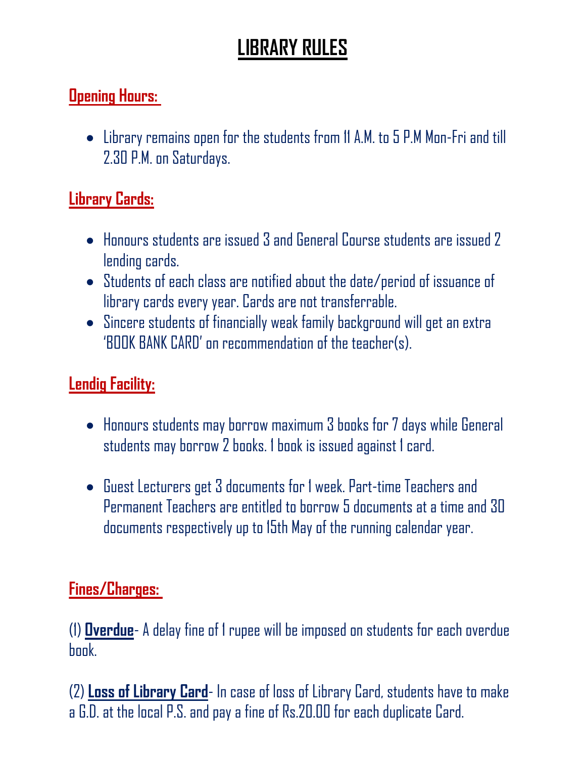# LIBRARY RULES

## Opening Hours:

- Library remains open for the students from 11 A.M. to 5 P.M Mon-Fri and till 2.30 P.M. on Saturdays.

## Library Cards:

- Honours students are issued 3 and General Course students are issued 2 lending cards.
- Students of each class are notified about the date/period of issuance of library cards every year. Cards are not transferrable.
- Sincere students of financially weak family background will get an extra 'BOOK BANK CARD' on recommendation of the teacher(s).

## Lendig Facility:

- Honours students may borrow maximum 3 books for 7 days while General students may borrow 2 books. 1 book is issued against 1 card.

- Guest Lecturers get 3 documents for 1 week. Part-time Teachers and Permanent Teachers are entitled to borrow 5 documents at a time and 30 documents respectively up to 15th May of the running calendar year.

## Fines/Charges:

(1) **Overdue**- A delay fine of 1 rupee will be imposed on students for each overdue book.

(2) **Loss of Library Card**- In case of loss of Library Card, students have to make a G.D. at the local P.S. and pay a fine of Rs.20.00 for each duplicate Card.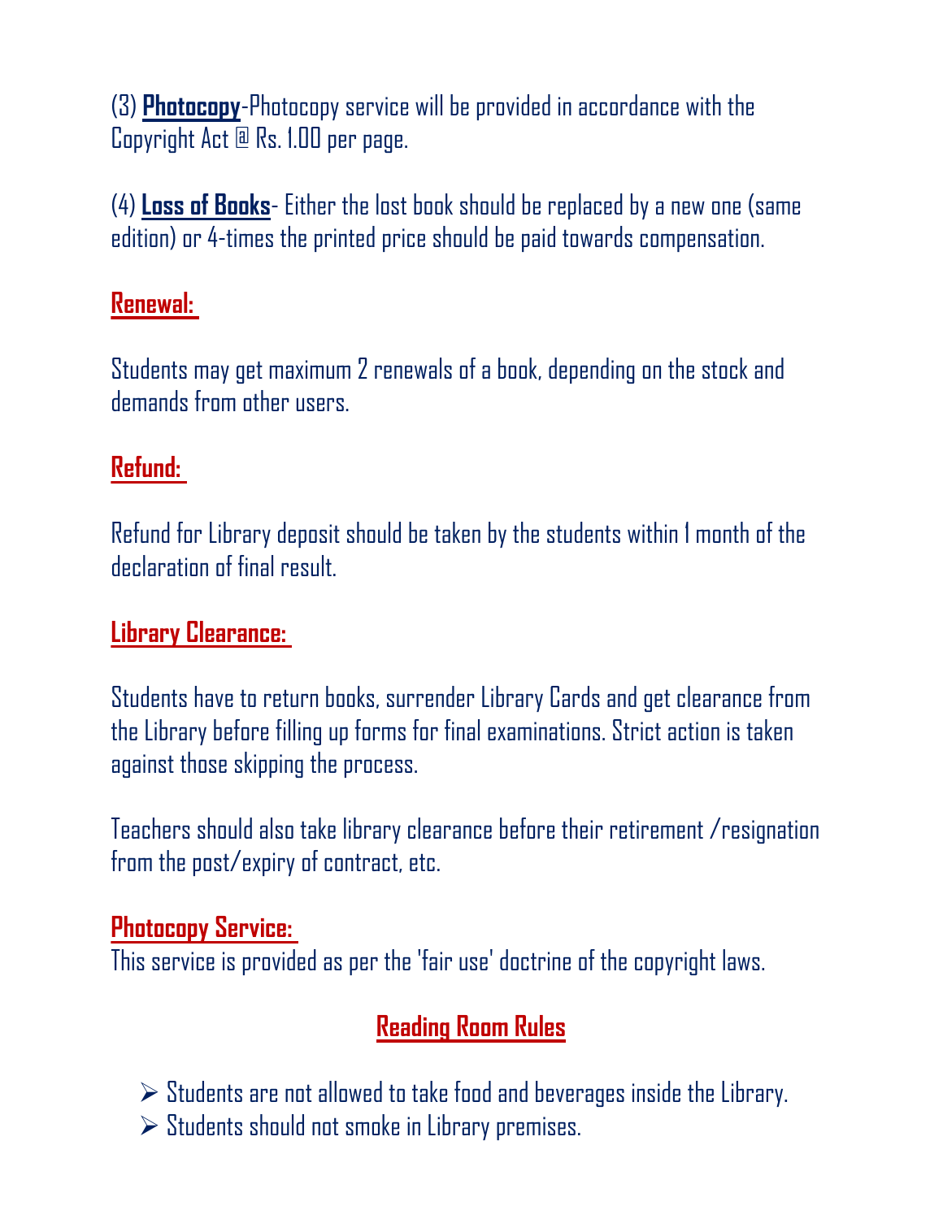(3) **Photocopy**-Photocopy service will be provided in accordance with the Copyright Act @ Rs. 1.00 per page.

(4) **Loss of Books**- Either the lost book should be replaced by a new one (same edition) or 4-times the printed price should be paid towards compensation.

### Renewal:

Students may get maximum 2 renewals of a book, depending on the stock and demands from other users.

### Refund:

Refund for Library deposit should be taken by the students within 1 month of the declaration of final result.

### Library Clearance:

Students have to return books, surrender Library Cards and get clearance from the Library before filling up forms for final examinations. Strict action is taken against those skipping the process.

Teachers should also take library clearance before their retirement /resignation from the post/expiry of contract, etc.

### Photocopy Service:

This service is provided as per the 'fair use' doctrine of the copyright laws.

## Reading Room Rules

- Students are not allowed to take food and beverages inside the Library.
- Students should not smoke in Library premises.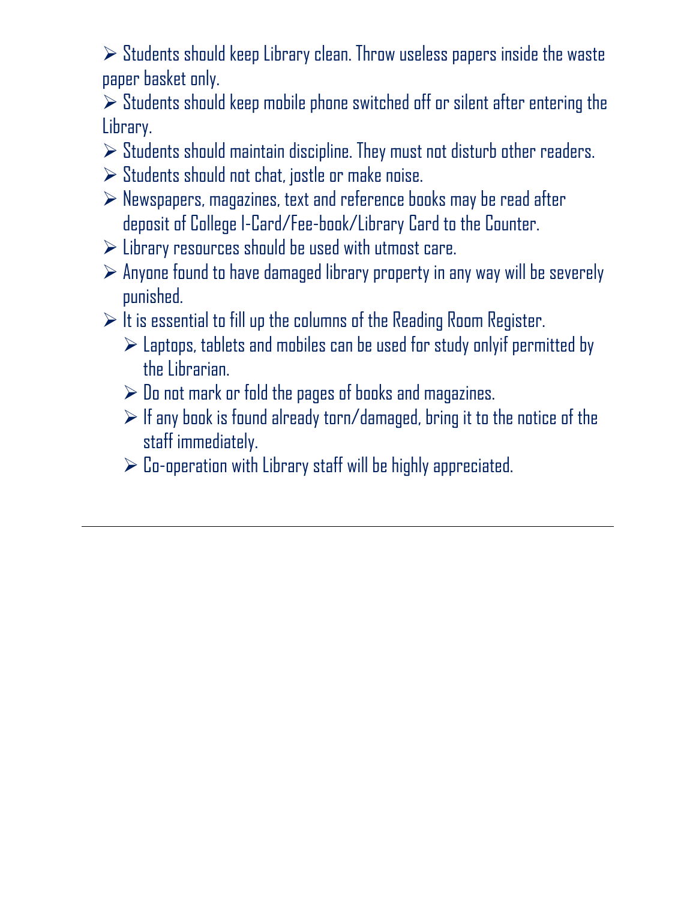- Students should keep Library clean. Throw useless papers inside the waste paper basket only.
- Students should keep mobile phone switched off or silent after entering the Library.
- Students should maintain discipline. They must not disturb other readers.
- Students should not chat, jostle or make noise.
- Newspapers, magazines, text and reference books may be read after deposit of College I-Card/Fee-book/Library Card to the Counter.
- Library resources should be used with utmost care.
- Anyone found to have damaged library property in any way will be severely punished.
- It is essential to fill up the columns of the Reading Room Register.
  - Laptops, tablets and mobiles can be used for study onlyif permitted by the Librarian.
  - Do not mark or fold the pages of books and magazines.
  - If any book is found already torn/damaged, bring it to the notice of the staff immediately.
  - Co-operation with Library staff will be highly appreciated.

---